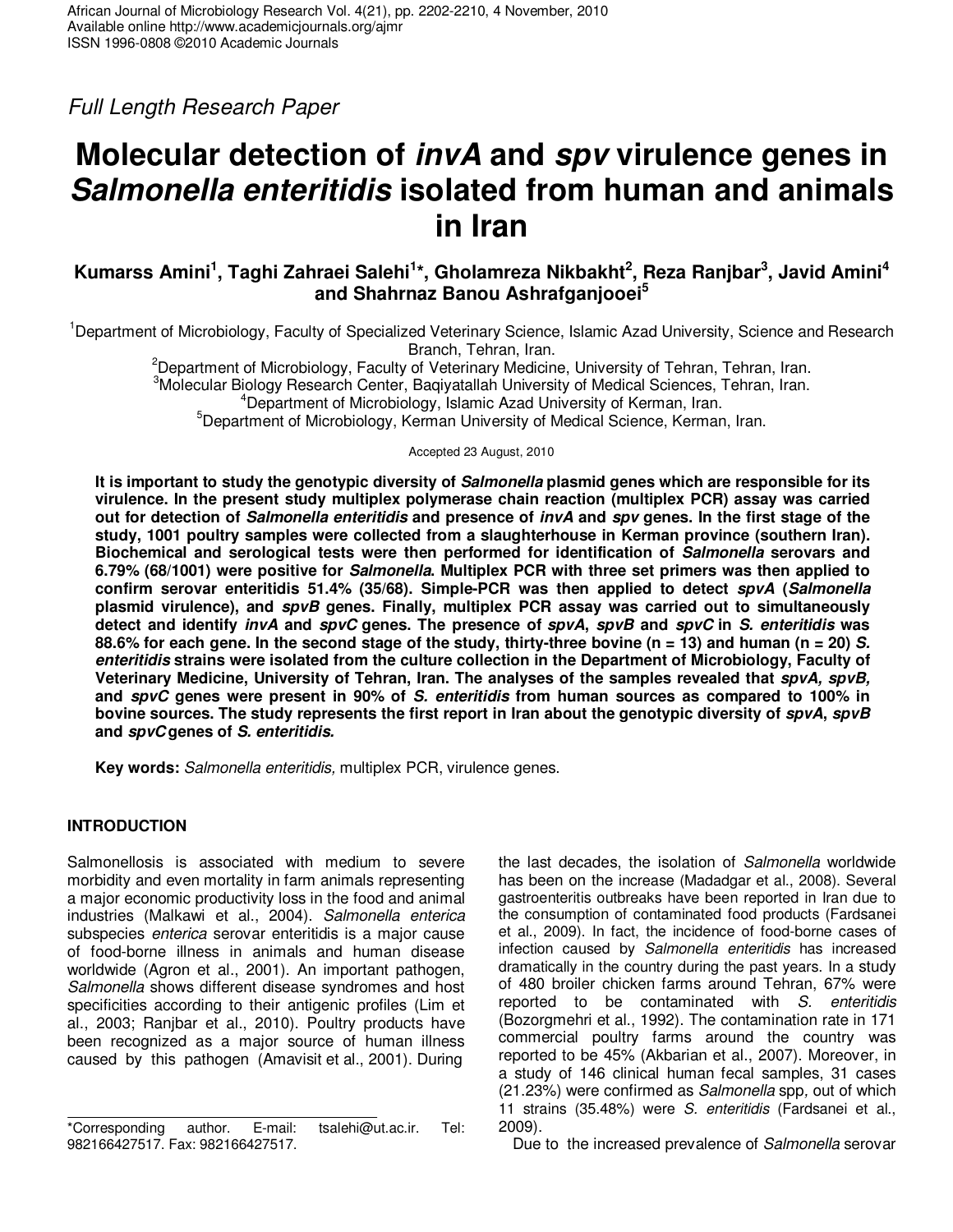Full Length Research Paper

# Molecular detection of *invA* and *spv* virulence genes in *Salmonella enteritidis* isolated from human and animals in Iran

**Kumarss Amini[1], Taghi Zahraei Salehi[1]*, Gholamreza Nikbakht[2], Reza Ranjbar[3], Javid Amini[4] and Shahrnaz Banou Ashrafganjooei[5]**

[1]Department of Microbiology, Faculty of Specialized Veterinary Science, Islamic Azad University, Science and Research Branch, Tehran, Iran.
[2]Department of Microbiology, Faculty of Veterinary Medicine, University of Tehran, Tehran, Iran.
[3]Molecular Biology Research Center, Baqiyatallah University of Medical Sciences, Tehran, Iran.
[4]Department of Microbiology, Islamic Azad University of Kerman, Iran.
[5]Department of Microbiology, Kerman University of Medical Science, Kerman, Iran.

Accepted 23 August, 2010

**It is important to study the genotypic diversity of *Salmonella* plasmid genes which are responsible for its virulence. In the present study multiplex polymerase chain reaction (multiplex PCR) assay was carried out for detection of *Salmonella enteritidis* and presence of *invA* and *spv* genes. In the first stage of the study, 1001 poultry samples were collected from a slaughterhouse in Kerman province (southern Iran). Biochemical and serological tests were then performed for identification of *Salmonella* serovars and 6.79% (68/1001) were positive for *Salmonella*. Multiplex PCR with three set primers was then applied to confirm serovar enteritidis 51.4% (35/68). Simple-PCR was then applied to detect *spvA* (*Salmonella* plasmid virulence), and *spvB* genes. Finally, multiplex PCR assay was carried out to simultaneously detect and identify *invA* and *spvC* genes. The presence of *spvA*, *spvB* and *spvC* in *S. enteritidis* was 88.6% for each gene. In the second stage of the study, thirty-three bovine (n = 13) and human (n = 20) *S. enteritidis* strains were isolated from the culture collection in the Department of Microbiology, Faculty of Veterinary Medicine, University of Tehran, Iran. The analyses of the samples revealed that *spvA, spvB,* and *spvC* genes were present in 90% of *S. enteritidis* from human sources as compared to 100% in bovine sources. The study represents the first report in Iran about the genotypic diversity of *spvA*, *spvB* and *spvC* genes of *S. enteritidis.***

**Key words:** *Salmonella enteritidis,* multiplex PCR, virulence genes.

## INTRODUCTION

Salmonellosis is associated with medium to severe morbidity and even mortality in farm animals representing a major economic productivity loss in the food and animal industries (Malkawi et al., 2004). *Salmonella enterica* subspecies *enterica* serovar enteritidis is a major cause of food-borne illness in animals and human disease worldwide (Agron et al., 2001). An important pathogen, *Salmonella* shows different disease syndromes and host specificities according to their antigenic profiles (Lim et al., 2003; Ranjbar et al., 2010). Poultry products have been recognized as a major source of human illness caused by this pathogen (Amavisit et al., 2001). During the last decades, the isolation of *Salmonella* worldwide has been on the increase (Madadgar et al., 2008). Several gastroenteritis outbreaks have been reported in Iran due to the consumption of contaminated food products (Fardsanei et al., 2009). In fact, the incidence of food-borne cases of infection caused by *Salmonella enteritidis* has increased dramatically in the country during the past years. In a study of 480 broiler chicken farms around Tehran, 67% were reported to be contaminated with *S. enteritidis* (Bozorgmehri et al., 1992). The contamination rate in 171 commercial poultry farms around the country was reported to be 45% (Akbarian et al., 2007). Moreover, in a study of 146 clinical human fecal samples, 31 cases (21.23%) were confirmed as *Salmonella* spp*,* out of which 11 strains (35.48%) were *S. enteritidis* (Fardsanei et al., 2009).

Due to the increased prevalence of *Salmonella* serovar

*Corresponding author. E-mail: tsalehi@ut.ac.ir. Tel: 982166427517. Fax: 982166427517.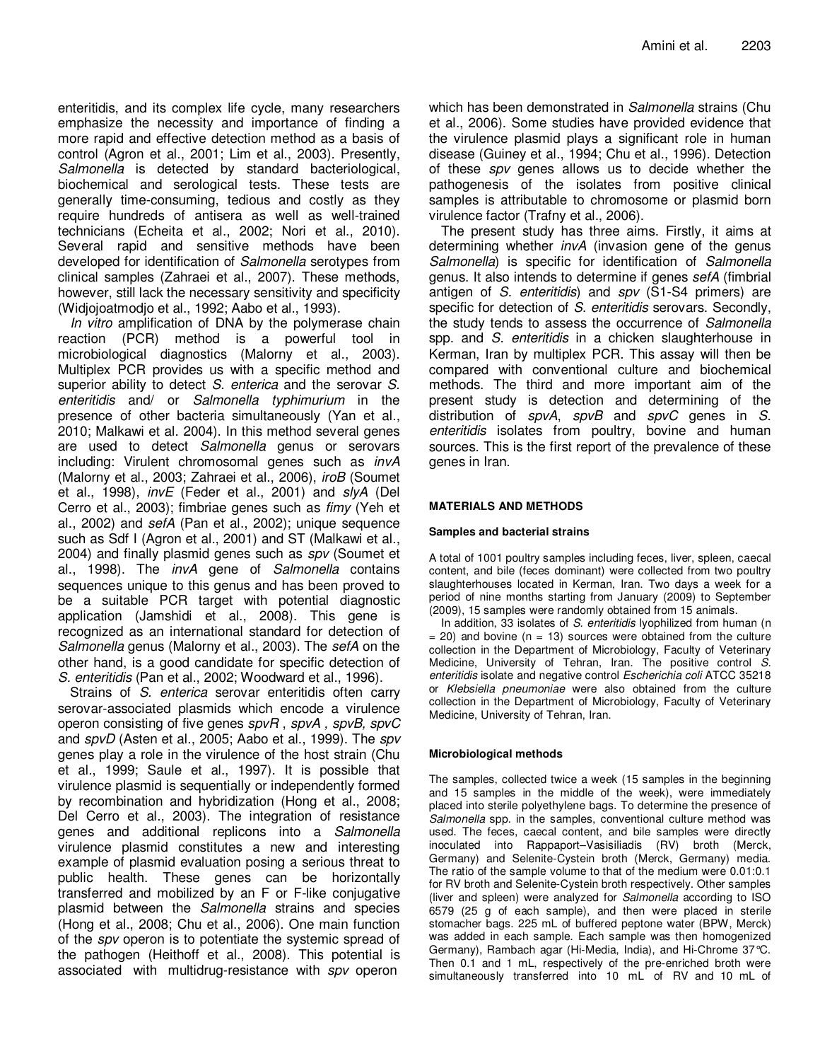enteritidis, and its complex life cycle, many researchers emphasize the necessity and importance of finding a more rapid and effective detection method as a basis of control (Agron et al., 2001; Lim et al., 2003). Presently, *Salmonella* is detected by standard bacteriological, biochemical and serological tests. These tests are generally time-consuming, tedious and costly as they require hundreds of antisera as well as well-trained technicians (Echeita et al., 2002; Nori et al., 2010). Several rapid and sensitive methods have been developed for identification of *Salmonella* serotypes from clinical samples (Zahraei et al., 2007). These methods, however, still lack the necessary sensitivity and specificity (Widjojoatmodjo et al., 1992; Aabo et al., 1993).

*In vitro* amplification of DNA by the polymerase chain reaction (PCR) method is a powerful tool in microbiological diagnostics (Malorny et al., 2003). Multiplex PCR provides us with a specific method and superior ability to detect *S. enterica* and the serovar *S. enteritidis* and/ or *Salmonella typhimurium* in the presence of other bacteria simultaneously (Yan et al., 2010; Malkawi et al. 2004). In this method several genes are used to detect *Salmonella* genus or serovars including: Virulent chromosomal genes such as *invA* (Malorny et al., 2003; Zahraei et al., 2006), *iroB* (Soumet et al., 1998), *invE* (Feder et al., 2001) and *slyA* (Del Cerro et al., 2003); fimbriae genes such as *fimy* (Yeh et al., 2002) and *sefA* (Pan et al., 2002); unique sequence such as Sdf I (Agron et al., 2001) and ST (Malkawi et al., 2004) and finally plasmid genes such as *spv* (Soumet et al., 1998). The *invA* gene of *Salmonella* contains sequences unique to this genus and has been proved to be a suitable PCR target with potential diagnostic application (Jamshidi et al., 2008). This gene is recognized as an international standard for detection of *Salmonella* genus (Malorny et al., 2003). The *sefA* on the other hand, is a good candidate for specific detection of *S. enteritidis* (Pan et al., 2002; Woodward et al., 1996).

Strains of *S. enterica* serovar enteritidis often carry serovar-associated plasmids which encode a virulence operon consisting of five genes *spvR* , *spvA* , *spvB, spvC* and *spvD* (Asten et al., 2005; Aabo et al., 1999). The *spv* genes play a role in the virulence of the host strain (Chu et al., 1999; Saule et al., 1997). It is possible that virulence plasmid is sequentially or independently formed by recombination and hybridization (Hong et al., 2008; Del Cerro et al., 2003). The integration of resistance genes and additional replicons into a *Salmonella* virulence plasmid constitutes a new and interesting example of plasmid evaluation posing a serious threat to public health. These genes can be horizontally transferred and mobilized by an F or F-like conjugative plasmid between the *Salmonella* strains and species (Hong et al., 2008; Chu et al., 2006). One main function of the *spv* operon is to potentiate the systemic spread of the pathogen (Heithoff et al., 2008). This potential is associated with multidrug-resistance with *spv* operon which has been demonstrated in *Salmonella* strains (Chu et al., 2006). Some studies have provided evidence that the virulence plasmid plays a significant role in human disease (Guiney et al., 1994; Chu et al., 1996). Detection of these *spv* genes allows us to decide whether the pathogenesis of the isolates from positive clinical samples is attributable to chromosome or plasmid born virulence factor (Trafny et al., 2006).

The present study has three aims. Firstly, it aims at determining whether *invA* (invasion gene of the genus *Salmonella*) is specific for identification of *Salmonella* genus. It also intends to determine if genes *sefA* (fimbrial antigen of *S. enteritidis*) and *spv* (S1-S4 primers) are specific for detection of *S. enteritidis* serovars. Secondly, the study tends to assess the occurrence of *Salmonella* spp. and *S. enteritidis* in a chicken slaughterhouse in Kerman, Iran by multiplex PCR. This assay will then be compared with conventional culture and biochemical methods. The third and more important aim of the present study is detection and determining of the distribution of *spvA*, *spvB* and *spvC* genes in *S. enteritidis* isolates from poultry, bovine and human sources. This is the first report of the prevalence of these genes in Iran.

## MATERIALS AND METHODS

### Samples and bacterial strains

A total of 1001 poultry samples including feces, liver, spleen, caecal content, and bile (feces dominant) were collected from two poultry slaughterhouses located in Kerman, Iran. Two days a week for a period of nine months starting from January (2009) to September (2009), 15 samples were randomly obtained from 15 animals.

In addition, 33 isolates of *S. enteritidis* lyophilized from human (n = 20) and bovine (n = 13) sources were obtained from the culture collection in the Department of Microbiology, Faculty of Veterinary Medicine, University of Tehran, Iran. The positive control *S. enteritidis* isolate and negative control *Escherichia coli* ATCC 35218 or *Klebsiella pneumoniae* were also obtained from the culture collection in the Department of Microbiology, Faculty of Veterinary Medicine, University of Tehran, Iran.

### Microbiological methods

The samples, collected twice a week (15 samples in the beginning and 15 samples in the middle of the week), were immediately placed into sterile polyethylene bags. To determine the presence of *Salmonella* spp. in the samples, conventional culture method was used. The feces, caecal content, and bile samples were directly inoculated into Rappaport–Vasisiliadis (RV) broth (Merck, Germany) and Selenite-Cystein broth (Merck, Germany) media. The ratio of the sample volume to that of the medium were 0.01:0.1 for RV broth and Selenite-Cystein broth respectively. Other samples (liver and spleen) were analyzed for *Salmonella* according to ISO 6579 (25 g of each sample), and then were placed in sterile stomacher bags. 225 mL of buffered peptone water (BPW, Merck) was added in each sample. Each sample was then homogenized Germany), Rambach agar (Hi-Media, India), and Hi-Chrome 37°C. Then 0.1 and 1 mL, respectively of the pre-enriched broth were simultaneously transferred into 10 mL of RV and 10 mL of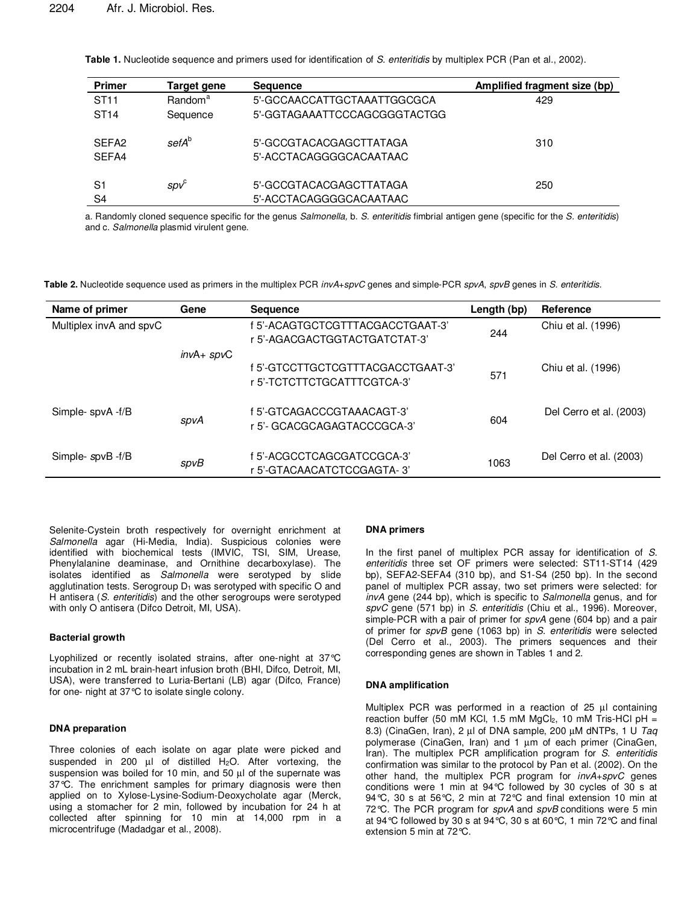**Table 1.** Nucleotide sequence and primers used for identification of *S. enteritidis* by multiplex PCR (Pan et al., 2002).

| Primer | Target gene | Sequence | Amplified fragment size (bp) |
|---|---|---|---|
| ST11 | Random[a] | 5'-GCCAACCATTGCTAAATTGGCGCA | 429 |
| ST14 | Sequence | 5'-GGTAGAAATTCCCAGCGGGTACTGG | |
| SEFA2 | *sefA*[b] | 5'-GCCGTACACGAGCTTATAGA | 310 |
| SEFA4 | | 5'-ACCTACAGGGGCACAATAAC | |
| S1 | *spv*[c] | 5'-GCCGTACACGAGCTTATAGA | 250 |
| S4 | | 5'-ACCTACAGGGGCACAATAAC | |

a. Randomly cloned sequence specific for the genus *Salmonella,* b. *S. enteritidis* fimbrial antigen gene (specific for the *S. enteritidis*) and c. *Salmonella* plasmid virulent gene.

**Table 2.** Nucleotide sequence used as primers in the multiplex PCR *invA+spvC* genes and simple-PCR *spvA*, *spvB* genes in *S. enteritidis.*

| Name of primer | Gene | Sequence | Length (bp) | Reference |
|---|---|---|---|---|
| Multiplex invA and spvC | *invA*+ *spvC* | f 5'-ACAGTGCTCGTTTACGACCTGAAT-3'<br>r 5'-AGACGACTGGTACTGATCTAT-3' | 244 | Chiu et al. (1996) |
| | | f 5'-GTCCTTGCTCGTTTACGACCTGAAT-3'<br>r 5'-TCTCTTCTGCATTTCGTCA-3' | 571 | Chiu et al. (1996) |
| Simple- spvA -f/B | *spvA* | f 5'-GTCAGACCCGTAAACAGT-3'<br>r 5'- GCACGCAGAGTACCCGCA-3' | 604 | Del Cerro et al. (2003) |
| Simple- *s*pvB -f/B | *spvB* | f 5'-ACGCCTCAGCGATCCGCA-3'<br>r 5'-GTACAACATCTCCGAGTA- 3' | 1063 | Del Cerro et al. (2003) |

Selenite-Cystein broth respectively for overnight enrichment at 37°C. The enrichment samples for primary diagnosis were then applied on to Xylose-Lysine-Sodium-Deoxycholate agar (Merck, using a stomacher for 2 min, followed by incubation for 24 h at *Salmonella* agar (Hi-Media, India). Suspicious colonies were identified with biochemical tests (IMVIC, TSI, SIM, Urease, Phenylalanine deaminase, and Ornithine decarboxylase). The isolates identified as *Salmonella* were serotyped by slide agglutination tests. Serogroup $D_1$ was serotyped with specific O and H antisera (*S. enteritidis*) and the other serogroups were serotyped with only O antisera (Difco Detroit, MI, USA).

### Bacterial growth

Lyophilized or recently isolated strains, after one-night at 37°C incubation in 2 mL brain-heart infusion broth (BHI, Difco, Detroit, MI, USA), were transferred to Luria-Bertani (LB) agar (Difco, France) for one- night at 37°C to isolate single colony.

### DNA preparation

Three colonies of each isolate on agar plate were picked and suspended in 200 µl of distilled $H_2O$. After vortexing, the suspension was boiled for 10 min, and 50 µl of the supernate was collected after spinning for 10 min at 14,000 rpm in a microcentrifuge (Madadgar et al., 2008).

### DNA primers

In the first panel of multiplex PCR assay for identification of *S. enteritidis* three set OF primers were selected: ST11-ST14 (429 bp), SEFA2-SEFA4 (310 bp), and S1-S4 (250 bp). In the second panel of multiplex PCR assay, two set primers were selected: for *invA* gene (244 bp), which is specific to *Salmonella* genus, and for *spvC* gene (571 bp) in *S. enteritidis* (Chiu et al., 1996). Moreover, simple-PCR with a pair of primer for *spvA* gene (604 bp) and a pair of primer for *spvB* gene (1063 bp) in *S. enteritidis* were selected (Del Cerro et al., 2003). The primers sequences and their corresponding genes are shown in Tables 1 and 2.

### DNA amplification

Multiplex PCR was performed in a reaction of 25 µl containing reaction buffer (50 mM KCl, 1.5 mM $MgCl_2$, 10 mM Tris-HCl pH = 8.3) (CinaGen, Iran), 2 µl of DNA sample, 200 µM dNTPs, 1 U *Taq* polymerase (CinaGen, Iran) and 1 µm of each primer (CinaGen, Iran). The multiplex PCR amplification program for *S. enteritidis* confirmation was similar to the protocol by Pan et al. (2002). On the other hand, the multiplex PCR program for *invA+spvC* genes conditions were 1 min at 94°C followed by 30 cycles of 30 s at 94°C, 30 s at 56°C, 2 min at 72°C and final extension 10 min at 72°C. The PCR program for *spvA* and *spvB* conditions were 5 min at 94°C followed by 30 s at 94°C, 30 s at 60°C, 1 min 72°C and final extension 5 min at 72°C.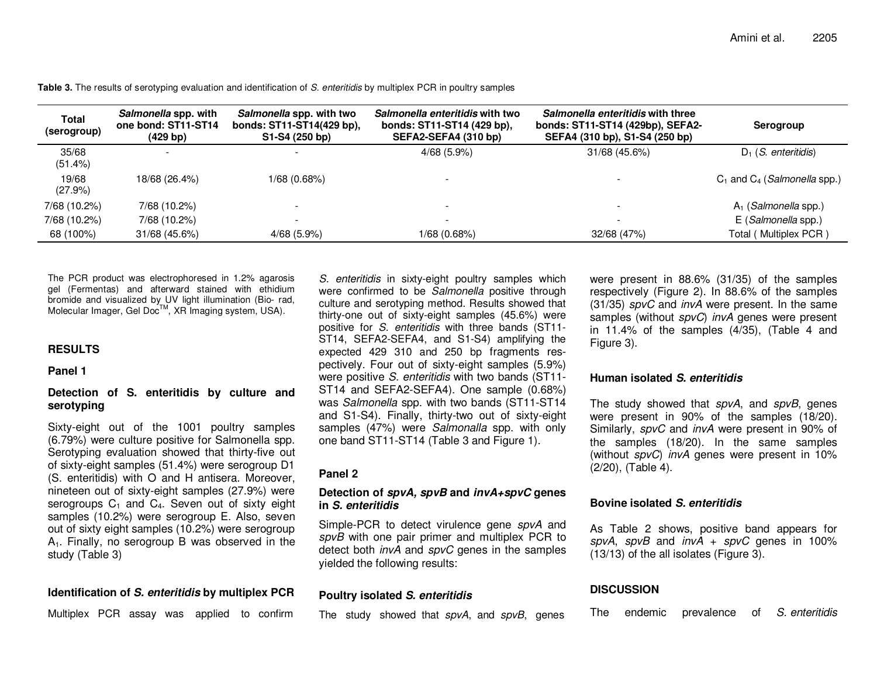**Table 3.** The results of serotyping evaluation and identification of *S. enteritidis* by multiplex PCR in poultry samples

| Total (serogroup) | *Salmonella* spp. with one bond: ST11-ST14 (429 bp) | *Salmonella* spp. with two bonds: ST11-ST14(429 bp), S1-S4 (250 bp) | *Salmonella enteritidis* with two bonds: ST11-ST14 (429 bp), SEFA2-SEFA4 (310 bp) | *Salmonella enteritidis* with three bonds: ST11-ST14 (429bp), SEFA2-SEFA4 (310 bp), S1-S4 (250 bp) | Serogroup |
|---|---|---|---|---|---|
| 35/68 (51.4%) | - | - | 4/68 (5.9%) | 31/68 (45.6%) | $D_1$ (*S. enteritidis*) |
| 19/68 (27.9%) | 18/68 (26.4%) | 1/68 (0.68%) | - | - | $C_1$ and $C_4$ (*Salmonella* spp.) |
| 7/68 (10.2%) | 7/68 (10.2%) | - | - | - | $A_1$ (*Salmonella* spp.) |
| 7/68 (10.2%) | 7/68 (10.2%) | - | - | - | E (*Salmonella* spp.) |
| 68 (100%) | 31/68 (45.6%) | 4/68 (5.9%) | 1/68 (0.68%) | 32/68 (47%) | Total ( Multiplex PCR ) |

The PCR product was electrophoresed in 1.2% agarosis gel (Fermentas) and afterward stained with ethidium bromide and visualized by UV light illumination (Bio- rad, Molecular Imager, Gel Doc™, XR Imaging system, USA).

## RESULTS

### Panel 1

#### Detection of S. enteritidis by culture and serotyping

Sixty-eight out of the 1001 poultry samples (6.79%) were culture positive for Salmonella spp. Serotyping evaluation showed that thirty-five out of sixty-eight samples (51.4%) were serogroup D1 (S. enteritidis) with O and H antisera. Moreover, nineteen out of sixty-eight samples (27.9%) were serogroups $C_1$ and $C_4$. Seven out of sixty eight samples (10.2%) were serogroup E. Also, seven out of sixty eight samples (10.2%) were serogroup $A_1$. Finally, no serogroup B was observed in the study (Table 3)

#### Identification of *S. enteritidis* by multiplex PCR

Multiplex PCR assay was applied to confirm *S. enteritidis* in sixty-eight poultry samples which were confirmed to be *Salmonella* positive through culture and serotyping method. Results showed that thirty-one out of sixty-eight samples (45.6%) were positive for *S. enteritidis* with three bands (ST11-ST14, SEFA2-SEFA4, and S1-S4) amplifying the expected 429 310 and 250 bp fragments respectively. Four out of sixty-eight samples (5.9%) were positive *S. enteritidis* with two bands (ST11-ST14 and SEFA2-SEFA4). One sample (0.68%) was *Salmonella* spp. with two bands (ST11-ST14 and S1-S4). Finally, thirty-two out of sixty-eight samples (47%) were *Salmonalla* spp. with only one band ST11-ST14 (Table 3 and Figure 1).

### Panel 2

#### Detection of *spvA, spvB* and *invA+spvC* genes in *S. enteritidis*

Simple-PCR to detect virulence gene *spvA* and *spvB* with one pair primer and multiplex PCR to detect both *invA* and *spvC* genes in the samples yielded the following results:

#### Poultry isolated *S. enteritidis*

The study showed that *spvA*, and *spvB*, genes were present in 88.6% (31/35) of the samples respectively (Figure 2). In 88.6% of the samples (31/35) *spvC* and *invA* were present. In the same samples (without *spvC*) *invA* genes were present in 11.4% of the samples (4/35), (Table 4 and Figure 3).

#### Human isolated *S. enteritidis*

The study showed that *spvA*, and *spvB*, genes were present in 90% of the samples (18/20). Similarly, *spvC* and *invA* were present in 90% of the samples (18/20). In the same samples (without *spvC*) *invA* genes were present in 10% (2/20), (Table 4).

#### Bovine isolated *S. enteritidis*

As Table 2 shows, positive band appears for *spvA*, *spvB* and *invA* + *spvC* genes in 100% (13/13) of the all isolates (Figure 3).

## DISCUSSION

The endemic prevalence of *S. enteritidis*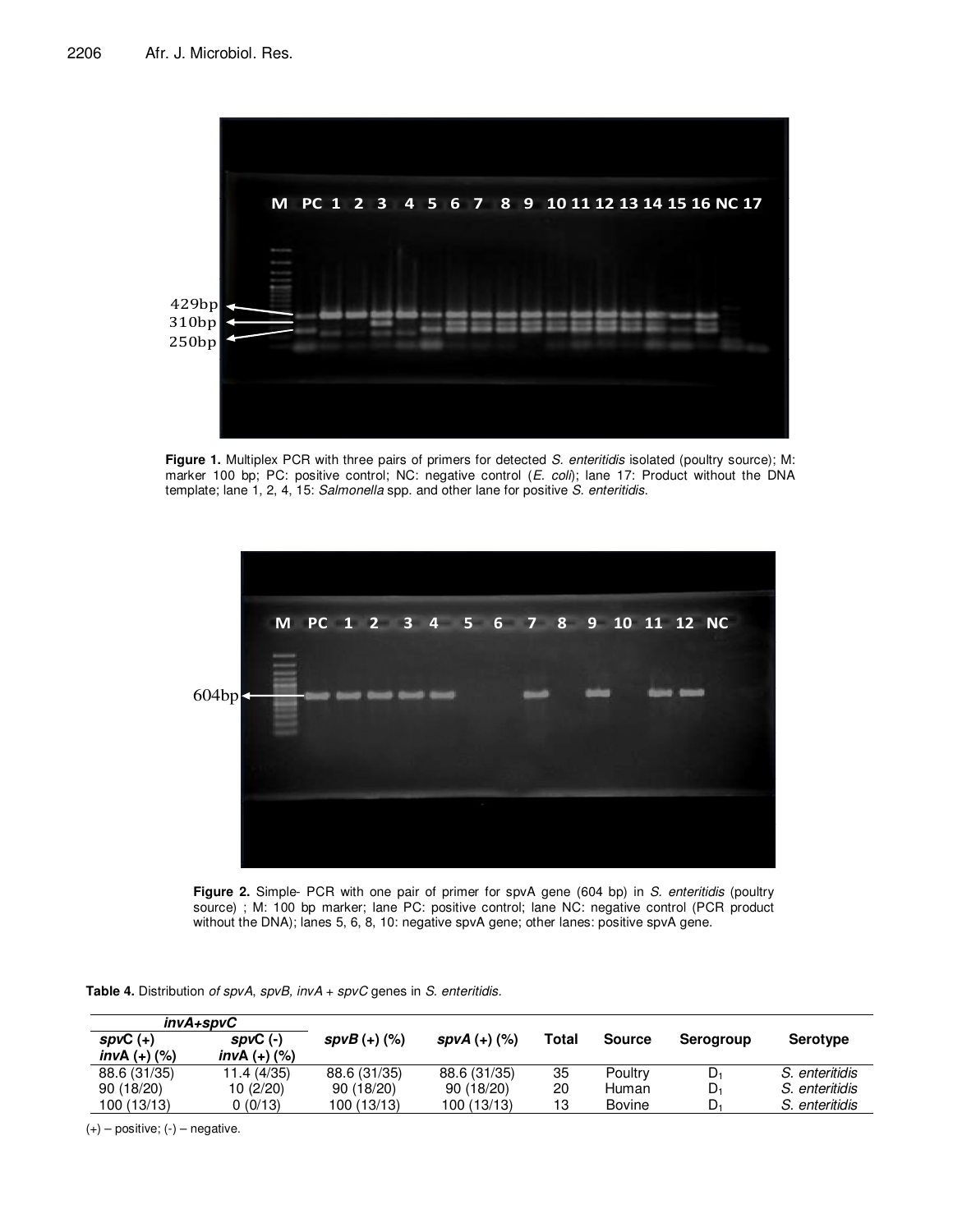M PC 1 2 3 4 5 6 7 8 9 10 11 12 13 14 15 16 NC 17

429bp

310bp

250bp

**Figure 1.** Multiplex PCR with three pairs of primers for detected *S. enteritidis* isolated (poultry source); M: marker 100 bp; PC: positive control; NC: negative control (*E. coli*); lane 17: Product without the DNA template; lane 1, 2, 4, 15: *Salmonella* spp. and other lane for positive *S. enteritidis*.

M PC 1 2 3 4 5 6 7 8 9 10 11 12 NC

604bp

**Figure 2.** Simple- PCR with one pair of primer for spvA gene (604 bp) in *S. enteritidis* (poultry source) ; M: 100 bp marker; lane PC: positive control; lane NC: negative control (PCR product without the DNA); lanes 5, 6, 8, 10: negative spvA gene; other lanes: positive spvA gene.

**Table 4.** Distribution *of spvA, spvB, invA + spvC* genes in *S. enteritidis*.

| *invA+spvC* | | *spvB* (+) (%) | *spvA* (+) (%) | Total | Source | Serogroup | Serotype |
|---|---|---|---|---|---|---|---|
| *spv*C (+) *inv*A (+) (%) | *spv*C (-) *inv*A (+) (%) | | | | | | |
| 88.6 (31/35) | 11.4 (4/35) | 88.6 (31/35) | 88.6 (31/35) | 35 | Poultry | $D_1$ | *S. enteritidis* |
| 90 (18/20) | 10 (2/20) | 90 (18/20) | 90 (18/20) | 20 | Human | $D_1$ | *S. enteritidis* |
| 100 (13/13) | 0 (0/13) | 100 (13/13) | 100 (13/13) | 13 | Bovine | $D_1$ | *S. enteritidis* |

(+) – positive; (-) – negative.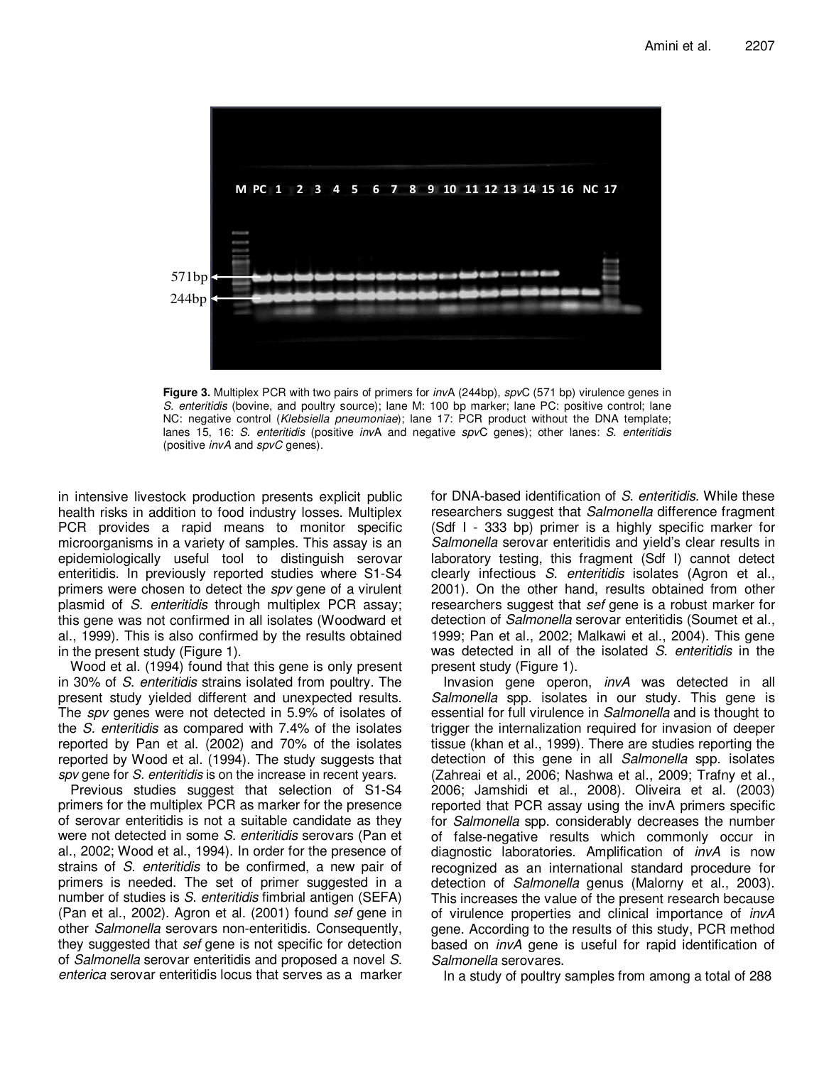M PC 1 2 3 4 5 6 7 8 9 10 11 12 13 14 15 16 NC 17

571bp

244bp

**Figure 3.** Multiplex PCR with two pairs of primers for *inv*A (244bp), *spv*C (571 bp) virulence genes in *S. enteritidis* (bovine, and poultry source); lane M: 100 bp marker; lane PC: positive control; lane NC: negative control (*Klebsiella pneumoniae*); lane 17: PCR product without the DNA template; lanes 15, 16: *S. enteritidis* (positive *inv*A and negative *spv*C genes); other lanes: *S. enteritidis* (positive *invA* and *spvC* genes).

in intensive livestock production presents explicit public health risks in addition to food industry losses. Multiplex PCR provides a rapid means to monitor specific microorganisms in a variety of samples. This assay is an epidemiologically useful tool to distinguish serovar enteritidis. In previously reported studies where S1-S4 primers were chosen to detect the *spv* gene of a virulent plasmid of *S. enteritidis* through multiplex PCR assay; this gene was not confirmed in all isolates (Woodward et al., 1999). This is also confirmed by the results obtained in the present study (Figure 1).

Wood et al. (1994) found that this gene is only present in 30% of *S. enteritidis* strains isolated from poultry. The present study yielded different and unexpected results. The *spv* genes were not detected in 5.9% of isolates of the *S. enteritidis* as compared with 7.4% of the isolates reported by Pan et al. (2002) and 70% of the isolates reported by Wood et al. (1994). The study suggests that *spv* gene for *S. enteritidis* is on the increase in recent years.

Previous studies suggest that selection of S1-S4 primers for the multiplex PCR as marker for the presence of serovar enteritidis is not a suitable candidate as they were not detected in some *S. enteritidis* serovars (Pan et al., 2002; Wood et al., 1994). In order for the presence of strains of *S. enteritidis* to be confirmed, a new pair of primers is needed. The set of primer suggested in a number of studies is *S. enteritidis* fimbrial antigen (SEFA) (Pan et al., 2002). Agron et al. (2001) found *sef* gene in other *Salmonella* serovars non-enteritidis. Consequently, they suggested that *sef* gene is not specific for detection of *Salmonella* serovar enteritidis and proposed a novel *S. enterica* serovar enteritidis locus that serves as a marker for DNA-based identification of *S. enteritidis*. While these researchers suggest that *Salmonella* difference fragment (Sdf I - 333 bp) primer is a highly specific marker for *Salmonella* serovar enteritidis and yield's clear results in laboratory testing, this fragment (Sdf I) cannot detect clearly infectious *S. enteritidis* isolates (Agron et al., 2001). On the other hand, results obtained from other researchers suggest that *sef* gene is a robust marker for detection of *Salmonella* serovar enteritidis (Soumet et al., 1999; Pan et al., 2002; Malkawi et al., 2004). This gene was detected in all of the isolated *S. enteritidis* in the present study (Figure 1).

Invasion gene operon, *invA* was detected in all *Salmonella* spp. isolates in our study. This gene is essential for full virulence in *Salmonella* and is thought to trigger the internalization required for invasion of deeper tissue (khan et al., 1999). There are studies reporting the detection of this gene in all *Salmonella* spp. isolates (Zahreai et al., 2006; Nashwa et al., 2009; Trafny et al., 2006; Jamshidi et al., 2008). Oliveira et al. (2003) reported that PCR assay using the invA primers specific for *Salmonella* spp. considerably decreases the number of false-negative results which commonly occur in diagnostic laboratories. Amplification of *invA* is now recognized as an international standard procedure for detection of *Salmonella* genus (Malorny et al., 2003). This increases the value of the present research because of virulence properties and clinical importance of *invA* gene. According to the results of this study, PCR method based on *invA* gene is useful for rapid identification of *Salmonella* serovares.

In a study of poultry samples from among a total of 288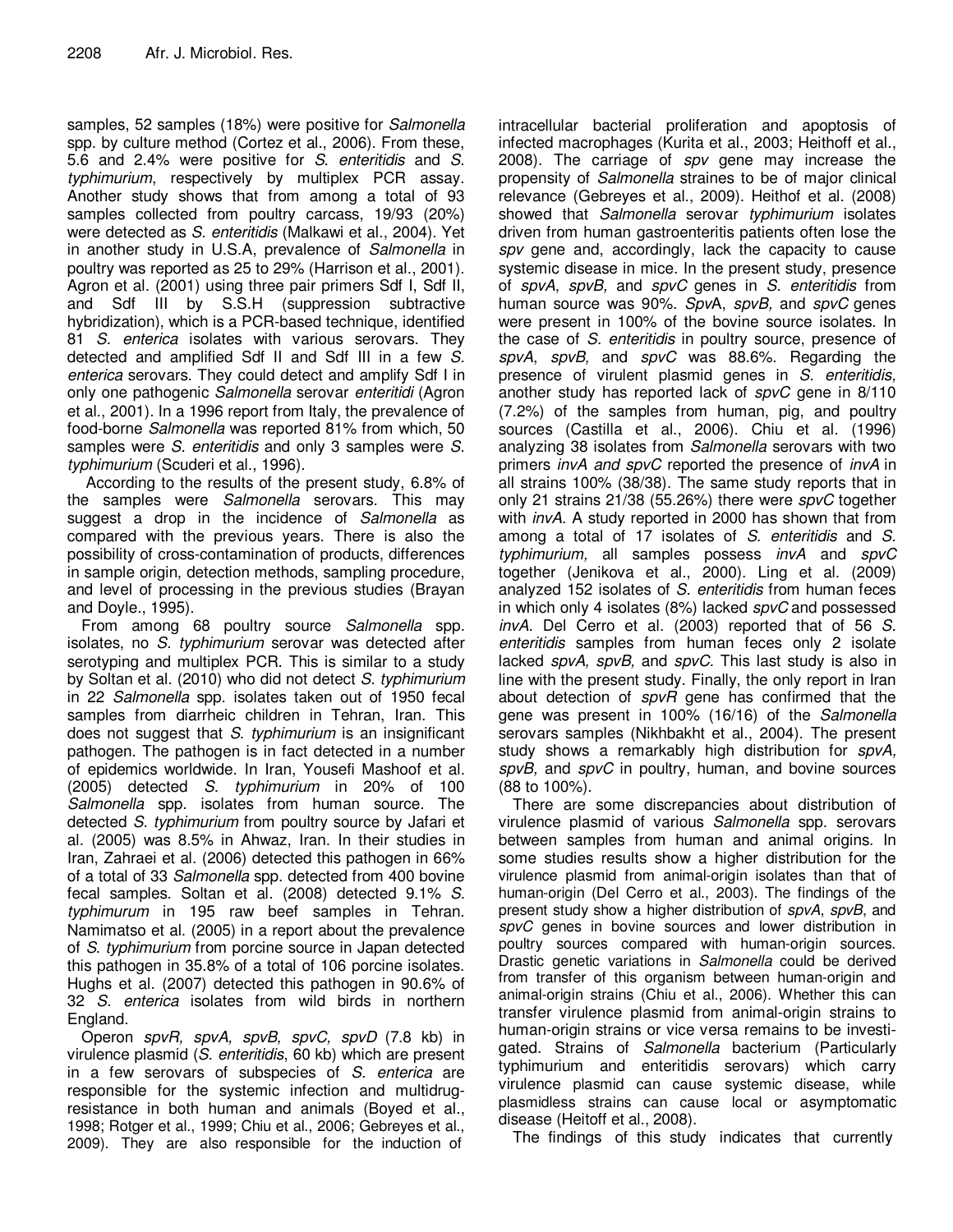samples, 52 samples (18%) were positive for *Salmonella* spp. by culture method (Cortez et al., 2006). From these, 5.6 and 2.4% were positive for *S. enteritidis* and *S. typhimurium*, respectively by multiplex PCR assay. Another study shows that from among a total of 93 samples collected from poultry carcass, 19/93 (20%) were detected as *S. enteritidis* (Malkawi et al., 2004). Yet in another study in U.S.A, prevalence of *Salmonella* in poultry was reported as 25 to 29% (Harrison et al., 2001). Agron et al. (2001) using three pair primers Sdf I, Sdf II, and Sdf III by S.S.H (suppression subtractive hybridization), which is a PCR-based technique, identified 81 *S. enterica* isolates with various serovars. They detected and amplified Sdf II and Sdf III in a few *S. enterica* serovars. They could detect and amplify Sdf I in only one pathogenic *Salmonella* serovar *enteritidi* (Agron et al., 2001). In a 1996 report from Italy, the prevalence of food-borne *Salmonella* was reported 81% from which, 50 samples were *S. enteritidis* and only 3 samples were *S. typhimurium* (Scuderi et al., 1996).

According to the results of the present study, 6.8% of the samples were *Salmonella* serovars. This may suggest a drop in the incidence of *Salmonella* as compared with the previous years. There is also the possibility of cross-contamination of products, differences in sample origin, detection methods, sampling procedure, and level of processing in the previous studies (Brayan and Doyle., 1995).

From among 68 poultry source *Salmonella* spp. isolates, no *S. typhimurium* serovar was detected after serotyping and multiplex PCR. This is similar to a study by Soltan et al. (2010) who did not detect *S. typhimurium* in 22 *Salmonella* spp. isolates taken out of 1950 fecal samples from diarrheic children in Tehran, Iran. This does not suggest that *S. typhimurium* is an insignificant pathogen. The pathogen is in fact detected in a number of epidemics worldwide. In Iran, Yousefi Mashoof et al. (2005) detected *S. typhimurium* in 20% of 100 *Salmonella* spp. isolates from human source. The detected *S. typhimurium* from poultry source by Jafari et al. (2005) was 8.5% in Ahwaz, Iran. In their studies in Iran, Zahraei et al. (2006) detected this pathogen in 66% of a total of 33 *Salmonella* spp. detected from 400 bovine fecal samples. Soltan et al. (2008) detected 9.1% *S. typhimurum* in 195 raw beef samples in Tehran. Namimatso et al. (2005) in a report about the prevalence of *S. typhimurium* from porcine source in Japan detected this pathogen in 35.8% of a total of 106 porcine isolates. Hughs et al. (2007) detected this pathogen in 90.6% of 32 *S. enterica* isolates from wild birds in northern England.

Operon *spvR, spvA, spvB, spvC, spvD* (7.8 kb) in virulence plasmid (*S. enteritidis*, 60 kb) which are present in a few serovars of subspecies of *S. enterica* are responsible for the systemic infection and multidrug-resistance in both human and animals (Boyed et al., 1998; Rotger et al., 1999; Chiu et al., 2006; Gebreyes et al., 2009). They are also responsible for the induction of intracellular bacterial proliferation and apoptosis of infected macrophages (Kurita et al., 2003; Heithoff et al., 2008). The carriage of *spv* gene may increase the propensity of *Salmonella* straines to be of major clinical relevance (Gebreyes et al., 2009). Heithof et al. (2008) showed that *Salmonella* serovar *typhimurium* isolates driven from human gastroenteritis patients often lose the *spv* gene and, accordingly, lack the capacity to cause systemic disease in mice. In the present study, presence of *spvA*, *spvB,* and *spvC* genes in *S. enteritidis* from human source was 90%. *Spv*A, *spvB,* and *spvC* genes were present in 100% of the bovine source isolates. In the case of *S. enteritidis* in poultry source, presence of *spvA*, *spvB,* and *spvC* was 88.6%. Regarding the presence of virulent plasmid genes in *S. enteritidis,* another study has reported lack of *spvC* gene in 8/110 (7.2%) of the samples from human, pig, and poultry sources (Castilla et al., 2006). Chiu et al. (1996) analyzing 38 isolates from *Salmonella* serovars with two primers *invA and spvC* reported the presence of *invA* in all strains 100% (38/38). The same study reports that in only 21 strains 21/38 (55.26%) there were *spvC* together with *invA*. A study reported in 2000 has shown that from among a total of 17 isolates of *S. enteritidis* and *S. typhimurium,* all samples possess *invA* and *spvC* together (Jenikova et al., 2000). Ling et al. (2009) analyzed 152 isolates of *S. enteritidis* from human feces in which only 4 isolates (8%) lacked *spvC* and possessed *invA.* Del Cerro et al. (2003) reported that of 56 *S. enteritidis* samples from human feces only 2 isolate lacked *spvA, spvB,* and *spvC.* This last study is also in line with the present study. Finally, the only report in Iran about detection of *spvR* gene has confirmed that the gene was present in 100% (16/16) of the *Salmonella* serovars samples (Nikhbakht et al., 2004). The present study shows a remarkably high distribution for *spvA, spvB,* and *spvC* in poultry, human, and bovine sources (88 to 100%).

There are some discrepancies about distribution of virulence plasmid of various *Salmonella* spp. serovars between samples from human and animal origins. In some studies results show a higher distribution for the virulence plasmid from animal-origin isolates than that of human-origin (Del Cerro et al., 2003). The findings of the present study show a higher distribution of *spvA*, *spvB*, and *spvC* genes in bovine sources and lower distribution in poultry sources compared with human-origin sources. Drastic genetic variations in *Salmonella* could be derived from transfer of this organism between human-origin and animal-origin strains (Chiu et al., 2006). Whether this can transfer virulence plasmid from animal-origin strains to human-origin strains or vice versa remains to be investigated. Strains of *Salmonella* bacterium (Particularly typhimurium and enteritidis serovars) which carry virulence plasmid can cause systemic disease, while plasmidless strains can cause local or asymptomatic disease (Heitoff et al., 2008).

The findings of this study indicates that currently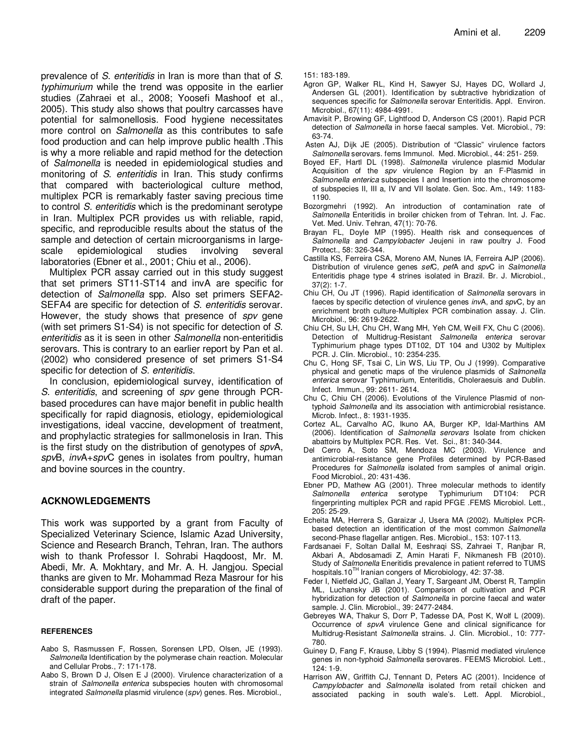prevalence of *S. enteritidis* in Iran is more than that of *S. typhimurium* while the trend was opposite in the earlier studies (Zahraei et al., 2008; Yoosefi Mashoof et al., 2005). This study also shows that poultry carcasses have potential for salmonellosis. Food hygiene necessitates more control on *Salmonella* as this contributes to safe food production and can help improve public health .This is why a more reliable and rapid method for the detection of *Salmonella* is needed in epidemiological studies and monitoring of *S. enteritidis* in Iran. This study confirms that compared with bacteriological culture method, multiplex PCR is remarkably faster saving precious time to control *S. enteritidis* which is the predominant serotype in Iran. Multiplex PCR provides us with reliable, rapid, specific, and reproducible results about the status of the sample and detection of certain microorganisms in large-scale epidemiological studies involving several laboratories (Ebner et al., 2001; Chiu et al., 2006).

Multiplex PCR assay carried out in this study suggest that set primers ST11-ST14 and invA are specific for detection of *Salmonella* spp. Also set primers SEFA2-SEFA4 are specific for detection of *S. enteritidis* serovar. However, the study shows that presence of *spv* gene (with set primers S1-S4) is not specific for detection of *S. enteritidis* as it is seen in other *Salmonella* non-enteritidis serovars. This is contrary to an earlier report by Pan et al. (2002) who considered presence of set primers S1-S4 specific for detection of *S. enteritidis*.

In conclusion, epidemiological survey, identification of *S. enteritidis*, and screening of *spv* gene through PCR-based procedures can have major benefit in public health specifically for rapid diagnosis, etiology, epidemiological investigations, ideal vaccine, development of treatment, and prophylactic strategies for sallmonelosis in Iran. This is the first study on the distribution of genotypes of *spv*A, *spv*B, *inv*A+*spv*C genes in isolates from poultry, human and bovine sources in the country.

## ACKNOWLEDGEMENTS

This work was supported by a grant from Faculty of Specialized Veterinary Science, Islamic Azad University, Science and Research Branch, Tehran, Iran. The authors wish to thank Professor I. Sohrabi Haqdoost, Mr. M. Abedi, Mr. A. Mokhtary, and Mr. A. H. Jangjou. Special thanks are given to Mr. Mohammad Reza Masrour for his considerable support during the preparation of the final of draft of the paper.

### REFERENCES

Aabo S, Rasmussen F, Rossen, Sorensen LPD, Olsen, JE (1993). *Salmonella* Identification by the polymerase chain reaction. Molecular and Cellular Probs., 7: 171-178.

Aabo S, Brown D J, Olsen E J (2000). Virulence characterization of a strain of *Salmonella enterica* subspecies houten with chromosomal integrated *Salmonella* plasmid virulence (*spv*) genes. Res. Microbiol., 151: 183-189.

Agron GP, Walker RL, Kind H, Sawyer SJ, Hayes DC, Wollard J, Andersen GL (2001). Identification by subtractive hybridization of sequences specific for *Salmonella* serovar Enteritidis. Appl. Environ. Microbiol., 67(11): 4984-4991.

Amavisit P, Browing GF, Lightfood D, Anderson CS (2001). Rapid PCR detection of *Salmonella* in horse faecal samples. Vet. Microbiol., 79: 63-74.

Asten AJ, Dijk JE (2005). Distribution of "Classic" virulence factors *Salmonella* serovars. fems Immunol. Med. Microbiol., 44: 251- 259.

Boyed EF, Hartl DL (1998). *Salmonella* virulence plasmid Modular Acquisition of the *spv* virulence Region by an F-Plasmid in *Salmonella enterica* subspecies I and Insertion into the chromosome of subspecies II, III a, IV and VII Isolate. Gen. Soc. Am., 149: 1183-1190.

Bozorgmehri (1992). An introduction of contamination rate of *Salmonella* Enteritidis in broiler chicken from of Tehran. Int. J. Fac. Vet. Med. Univ. Tehran, 47(1): 70-76.

Brayan FL, Doyle MP (1995). Health risk and consequences of *Salmonella* and *Campylobacter* Jeujeni in raw poultry J. Food Protect., 58: 326-344.

Castilla KS, Ferreira CSA, Moreno AM, Nunes IA, Ferreira AJP (2006). Distribution of virulence genes *sef*C*, pef*A and *spv*C in *Salmonella* Enteritidis phage type 4 strines isolated in Brazil. Br. J. Microbiol., 37(2): 1-7.

Chiu CH, Ou JT (1996). Rapid identification of *Salmonella* serovars in faeces by specific detection of virulence genes *inv*A, and *spv*C, by an enrichment broth culture-Multiplex PCR combination assay. J. Clin. Microbiol., 96: 2619-2622.

Chiu CH, Su LH, Chu CH, Wang MH, Yeh CM, Weill FX, Chu C (2006). Detection of Multidrug-Resistant *Salmonella enterica* serovar Typhimurium phage types DT102, DT 104 and U302 by Multiplex PCR. J. Clin. Microbiol., 10: 2354-235.

Chu C, Hong SF, Tsai C, Lin WS, Liu TP, Ou J (1999). Comparative physical and genetic maps of the virulence plasmids of *Salmonella enterica* serovar Typhimurium, Enteritidis, Choleraesuis and Dublin. Infect. Immun., 99: 2611- 2614.

Chu C, Chiu CH (2006). Evolutions of the Virulence Plasmid of non-typhoid *Salmonella* and its association with antimicrobial resistance. Microb. Infect., 8: 1931-1935.

Cortez AL, Carvalho AC, Ikuno AA, Burger KP, Idal-Marthins AM (2006). Identification of *Salmonella serovars* Isolate from chicken abattoirs by Multiplex PCR. Res. Vet. Sci., 81: 340-344.

Del Cerro A, Soto SM, Mendoza MC (2003). Virulence and antimicrobial-resistance gene Profiles determined by PCR-Based Procedures for *Salmonella* isolated from samples of animal origin. Food Microbiol., 20: 431-436.

Ebner PD, Mathew AG (2001). Three molecular methods to identify *Salmonella enterica* serotype Typhimurium DT104: PCR fingerprinting multiplex PCR and rapid PFGE .FEMS Microbiol. Lett., 205: 25-29.

Echeita MA, Herrera S, Garaizar J, Usera MA (2002). Multiplex PCR-based detection an identification of the most common *Salmonella* second-Phase flagellar antigen. Res. Microbiol., 153: 107-113.

Fardsanaei F, Soltan Dallal M, Eeshraqi SS, Zahraei T, Ranjbar R, Akbari A, Abdosamadi Z, Amin Harati F, Nikmanesh FB (2010). Study of *Salmonella* Eneritidis prevalence in patient referred to TUMS hospitals.10[TH] Iranian congers of Microbiology, 42: 37-38.

Feder I, Nietfeld JC, Gallan J, Yeary T, Sargeant JM, Oberst R, Tamplin ML, Luchansky JB (2001). Comparison of cultivation and PCR hybridization for detection of *Salmonella* in porcine faecal and water sample. J. Clin. Microbiol., 39: 2477-2484.

Gebreyes WA, Thakur S, Dorr P, Tadesse DA, Post K, Wolf L (2009). Occurrence of *spvA* virulence Gene and clinical significance for Multidrug-Resistant *Salmonella* strains. J. Clin. Microbiol., 10: 777-780.

Guiney D, Fang F, Krause, Libby S (1994). Plasmid mediated virulence genes in non-typhoid *Salmonella* serovares. FEEMS Microbiol. Lett., 124: 1-9.

Harrison AW, Griffith CJ, Tennant D, Peters AC (2001). Incidence of *Campylobacter* and *Salmonella* isolated from retail chicken and associated packing in south wale's. Lett. Appl. Microbiol.,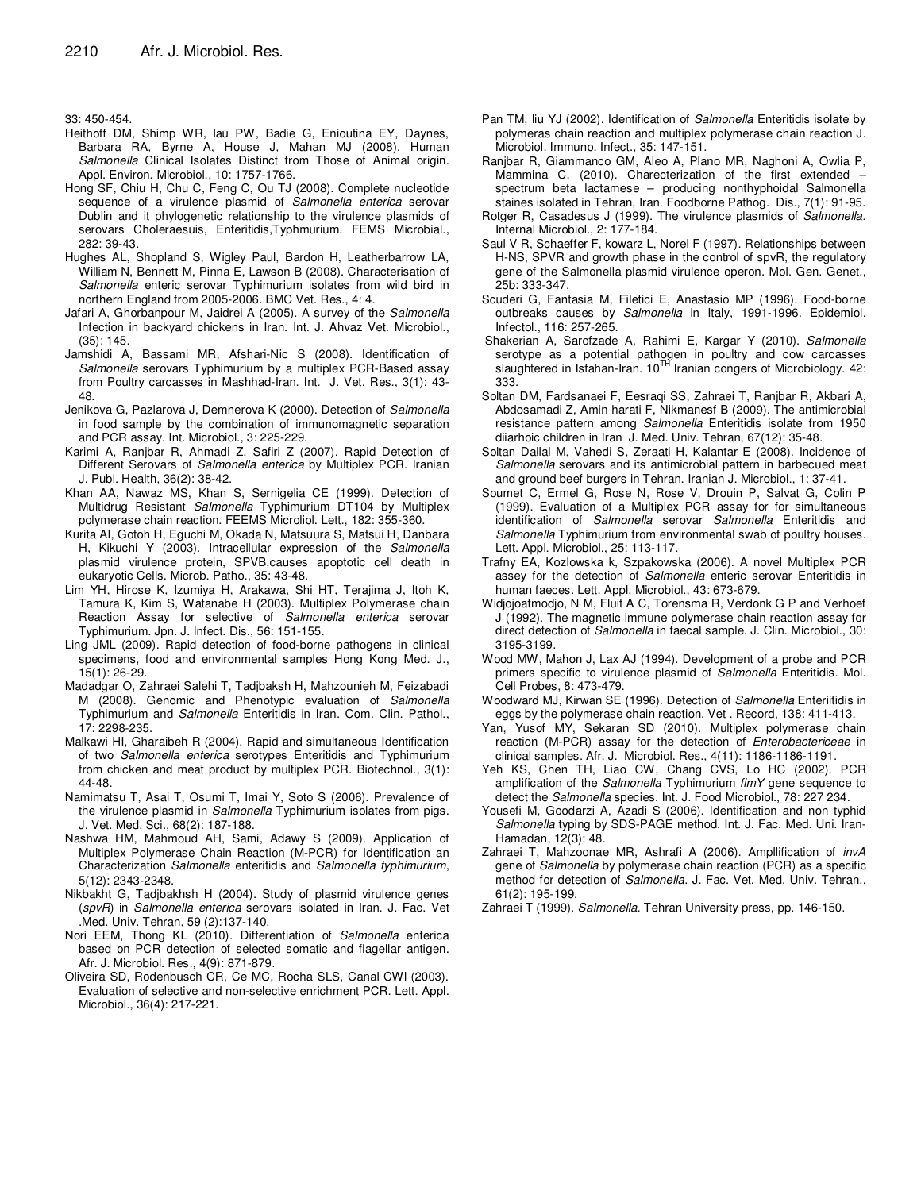33: 450-454.

Heithoff DM, Shimp WR, lau PW, Badie G, Enioutina EY, Daynes, Barbara RA, Byrne A, House J, Mahan MJ (2008). Human *Salmonella* Clinical Isolates Distinct from Those of Animal origin. Appl. Environ. Microbiol., 10: 1757-1766.

Hong SF, Chiu H, Chu C, Feng C, Ou TJ (2008). Complete nucleotide sequence of a virulence plasmid of *Salmonella enterica* serovar Dublin and it phylogenetic relationship to the virulence plasmids of serovars Choleraesuis, Enteritidis,Typhmurium. FEMS Microbial., 282: 39-43.

Hughes AL, Shopland S, Wigley Paul, Bardon H, Leatherbarrow LA, William N, Bennett M, Pinna E, Lawson B (2008). Characterisation of *Salmonella* enteric serovar Typhimurium isolates from wild bird in northern England from 2005-2006. BMC Vet. Res., 4: 4.

Jafari A, Ghorbanpour M, Jaidrei A (2005). A survey of the *Salmonella* Infection in backyard chickens in Iran. Int. J. Ahvaz Vet. Microbiol., (35): 145.

Jamshidi A, Bassami MR, Afshari-Nic S (2008). Identification of *Salmonella* serovars Typhimurium by a multiplex PCR-Based assay from Poultry carcasses in Mashhad-Iran. Int. J. Vet. Res., 3(1): 43-48.

Jenikova G, Pazlarova J, Demnerova K (2000). Detection of *Salmonella* in food sample by the combination of immunomagnetic separation and PCR assay. Int. Microbiol., 3: 225-229.

Karimi A, Ranjbar R, Ahmadi Z, Safiri Z (2007). Rapid Detection of Different Serovars of *Salmonella enterica* by Multiplex PCR. Iranian J. Publ. Health, 36(2): 38-42.

Khan AA, Nawaz MS, Khan S, Sernigelia CE (1999). Detection of Multidrug Resistant *Salmonella* Typhimurium DT104 by Multiplex polymerase chain reaction. FEEMS Microliol. Lett., 182: 355-360.

Kurita AI, Gotoh H, Eguchi M, Okada N, Matsuura S, Matsui H, Danbara H, Kikuchi Y (2003). Intracellular expression of the *Salmonella* plasmid virulence protein, SPVB,causes apoptotic cell death in eukaryotic Cells. Microb. Patho., 35: 43-48.

Lim YH, Hirose K, Izumiya H, Arakawa, Shi HT, Terajima J, Itoh K, Tamura K, Kim S, Watanabe H (2003). Multiplex Polymerase chain Reaction Assay for selective of *Salmonella enterica* serovar Typhimurium. Jpn. J. Infect. Dis., 56: 151-155.

Ling JML (2009). Rapid detection of food-borne pathogens in clinical specimens, food and environmental samples Hong Kong Med. J., 15(1): 26-29.

Madadgar O, Zahraei Salehi T, Tadjbaksh H, Mahzounieh M, Feizabadi M (2008). Genomic and Phenotypic evaluation of *Salmonella* Typhimurium and *Salmonella* Enteritidis in Iran. Com. Clin. Pathol., 17: 2298-235.

Malkawi HI, Gharaibeh R (2004). Rapid and simultaneous Identification of two *Salmonella enterica* serotypes Enteritidis and Typhimurium from chicken and meat product by multiplex PCR. Biotechnol., 3(1): 44-48.

Namimatsu T, Asai T, Osumi T, Imai Y, Soto S (2006). Prevalence of the virulence plasmid in *Salmonella* Typhimurium isolates from pigs. J. Vet. Med. Sci., 68(2): 187-188.

Nashwa HM, Mahmoud AH, Sami, Adawy S (2009). Application of Multiplex Polymerase Chain Reaction (M-PCR) for Identification an Characterization *Salmonella* enteritidis and *Salmonella typhimurium*, 5(12): 2343-2348.

Nikbakht G, Tadjbakhsh H (2004). Study of plasmid virulence genes (*spvR*) in *Salmonella enterica* serovars isolated in Iran. J. Fac. Vet .Med. Univ. Tehran, 59 (2):137-140.

Nori EEM, Thong KL (2010). Differentiation of *Salmonella* enterica based on PCR detection of selected somatic and flagellar antigen. Afr. J. Microbiol. Res., 4(9): 871-879.

Oliveira SD, Rodenbusch CR, Ce MC, Rocha SLS, Canal CWI (2003). Evaluation of selective and non-selective enrichment PCR. Lett. Appl. Microbiol., 36(4): 217-221.

Pan TM, liu YJ (2002). Identification of *Salmonella* Enteritidis isolate by polymeras chain reaction and multiplex polymerase chain reaction J. Microbiol. Immuno. Infect., 35: 147-151.

Ranjbar R, Giammanco GM, Aleo A, Plano MR, Naghoni A, Owlia P, Mammina C. (2010). Charecterization of the first extended – spectrum beta lactamese – producing nonthyphoidal Salmonella staines isolated in Tehran, Iran. Foodborne Pathog. Dis., 7(1): 91-95.

Rotger R, Casadesus J (1999). The virulence plasmids of *Salmonella*. Internal Microbiol., 2: 177-184.

Saul V R, Schaeffer F, kowarz L, Norel F (1997). Relationships between H-NS, SPVR and growth phase in the control of spvR, the regulatory gene of the Salmonella plasmid virulence operon. Mol. Gen. Genet., 25b: 333-347.

Scuderi G, Fantasia M, Filetici E, Anastasio MP (1996). Food-borne outbreaks causes by *Salmonella* in Italy, 1991-1996. Epidemiol. Infectol., 116: 257-265.

Shakerian A, Sarofzade A, Rahimi E, Kargar Y (2010). *Salmonella* serotype as a potential pathogen in poultry and cow carcasses slaughtered in Isfahan-Iran. 10[TH] Iranian conger of Microbiology. 42: 333.

Soltan DM, Fardsanaei F, Eesraqi SS, Zahraei T, Ranjbar R, Akbari A, Abdosamadi Z, Amin harati F, Nikmanesf B (2009). The antimicrobial resistance pattern among *Salmonella* Enteritidis isolate from 1950 diiarhoic children in Iran J. Med. Univ. Tehran, 67(12): 35-48.

Soltan Dallal M, Vahedi S, Zeraati H, Kalantar E (2008). Incidence of *Salmonella* serovars and its antimicrobial pattern in barbecued meat and ground beef burgers in Tehran. Iranian J. Microbiol., 1: 37-41.

Soumet C, Ermel G, Rose N, Rose V, Drouin P, Salvat G, Colin P (1999). Evaluation of a Multiplex PCR assay for for simultaneous identification of *Salmonella* serovar *Salmonella* Enteritidis and *Salmonella* Typhimurium from environmental swab of poultry houses. Lett. Appl. Microbiol., 25: 113-117.

Trafny EA, Kozlowska k, Szpakowska (2006). A novel Multiplex PCR assey for the detection of *Salmonella* enteric serovar Enteritidis in human faeces. Lett. Appl. Microbiol., 43: 673-679.

Widjojoatmodjo, N M, Fluit A C, Torensma R, Verdonk G P and Verhoef J (1992). The magnetic immune polymerase chain reaction assay for direct detection of *Salmonella* in faecal sample. J. Clin. Microbiol., 30: 3195-3199.

Wood MW, Mahon J, Lax AJ (1994). Development of a probe and PCR primers specific to virulence plasmid of *Salmonella* Enteritidis. Mol. Cell Probes, 8: 473-479.

Woodward MJ, Kirwan SE (1996). Detection of *Salmonella* Enteriitidis in eggs by the polymerase chain reaction. Vet . Record, 138: 411-413.

Yan, Yusof MY, Sekaran SD (2010). Multiplex polymerase chain reaction (M-PCR) assay for the detection of *Enterobactericeae* in clinical samples. Afr. J. Microbiol. Res., 4(11): 1186-1186-1191.

Yeh KS, Chen TH, Liao CW, Chang CVS, Lo HC (2002). PCR amplification of the *Salmonella* Typhimurium *fimY* gene sequence to detect the *Salmonella* species. Int. J. Food Microbiol., 78: 227 234.

Yousefi M, Goodarzi A, Azadi S (2006). Identification and non typhid *Salmonella* typing by SDS-PAGE method. Int. J. Fac. Med. Uni. Iran-Hamadan, 12(3): 48.

Zahraei T, Mahzoonae MR, Ashrafi A (2006). Ampllification of *invA* gene of *Salmonella* by polymerase chain reaction (PCR) as a specific method for detection of *Salmonella*. J. Fac. Vet. Med. Univ. Tehran., 61(2): 195-199.

Zahraei T (1999). *Salmonella*. Tehran University press, pp. 146-150.